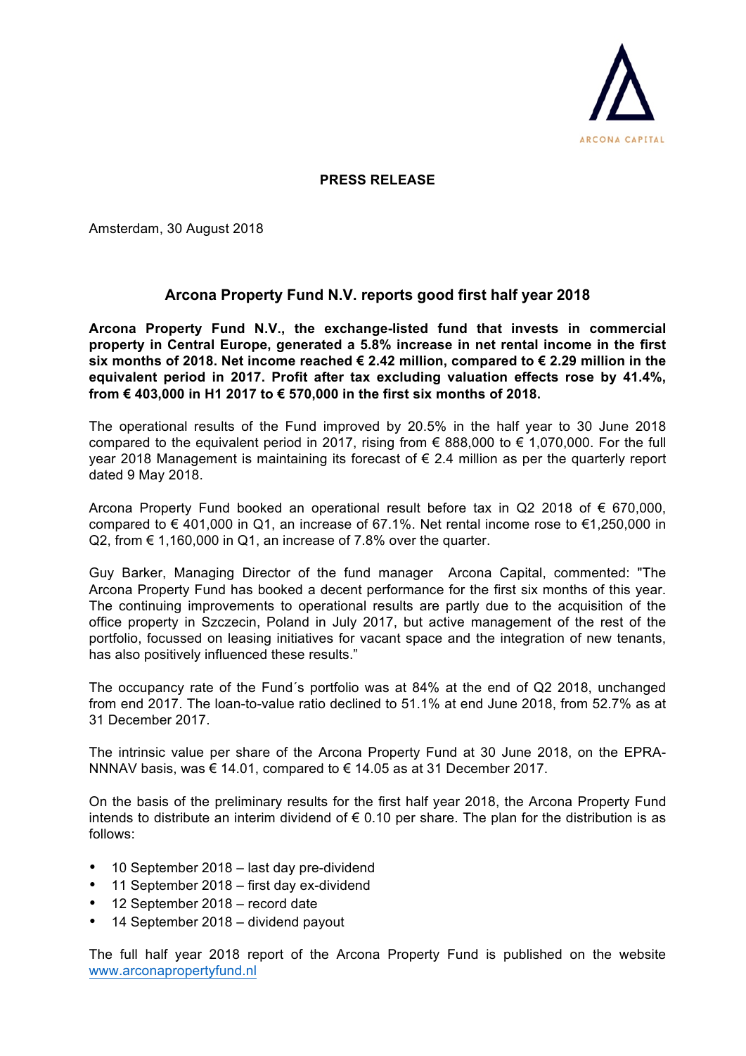ARCONA CAPITAL

**PRESS RELEASE**

Amsterdam, 30 August 2018

## Arcona Property Fund N.V. reports good first half year 2018

**Arcona Property Fund N.V., the exchange-listed fund that invests in commercial property in Central Europe, generated a 5.8% increase in net rental income in the first six months of 2018. Net income reached € 2.42 million, compared to € 2.29 million in the equivalent period in 2017. Profit after tax excluding valuation effects rose by 41.4%, from € 403,000 in H1 2017 to € 570,000 in the first six months of 2018.**

The operational results of the Fund improved by 20.5% in the half year to 30 June 2018 compared to the equivalent period in 2017, rising from € 888,000 to € 1,070,000. For the full year 2018 Management is maintaining its forecast of € 2.4 million as per the quarterly report dated 9 May 2018.

Arcona Property Fund booked an operational result before tax in Q2 2018 of € 670,000, compared to € 401,000 in Q1, an increase of 67.1%. Net rental income rose to €1,250,000 in Q2, from € 1,160,000 in Q1, an increase of 7.8% over the quarter.

Guy Barker, Managing Director of the fund manager Arcona Capital, commented: "The Arcona Property Fund has booked a decent performance for the first six months of this year. The continuing improvements to operational results are partly due to the acquisition of the office property in Szczecin, Poland in July 2017, but active management of the rest of the portfolio, focussed on leasing initiatives for vacant space and the integration of new tenants, has also positively influenced these results."

The occupancy rate of the Fund´s portfolio was at 84% at the end of Q2 2018, unchanged from end 2017. The loan-to-value ratio declined to 51.1% at end June 2018, from 52.7% as at 31 December 2017.

The intrinsic value per share of the Arcona Property Fund at 30 June 2018, on the EPRA-NNNAV basis, was € 14.01, compared to € 14.05 as at 31 December 2017.

On the basis of the preliminary results for the first half year 2018, the Arcona Property Fund intends to distribute an interim dividend of € 0.10 per share. The plan for the distribution is as follows:

- 10 September 2018 – last day pre-dividend
- 11 September 2018 – first day ex-dividend
- 12 September 2018 – record date
- 14 September 2018 – dividend payout

The full half year 2018 report of the Arcona Property Fund is published on the website www.arconapropertyfund.nl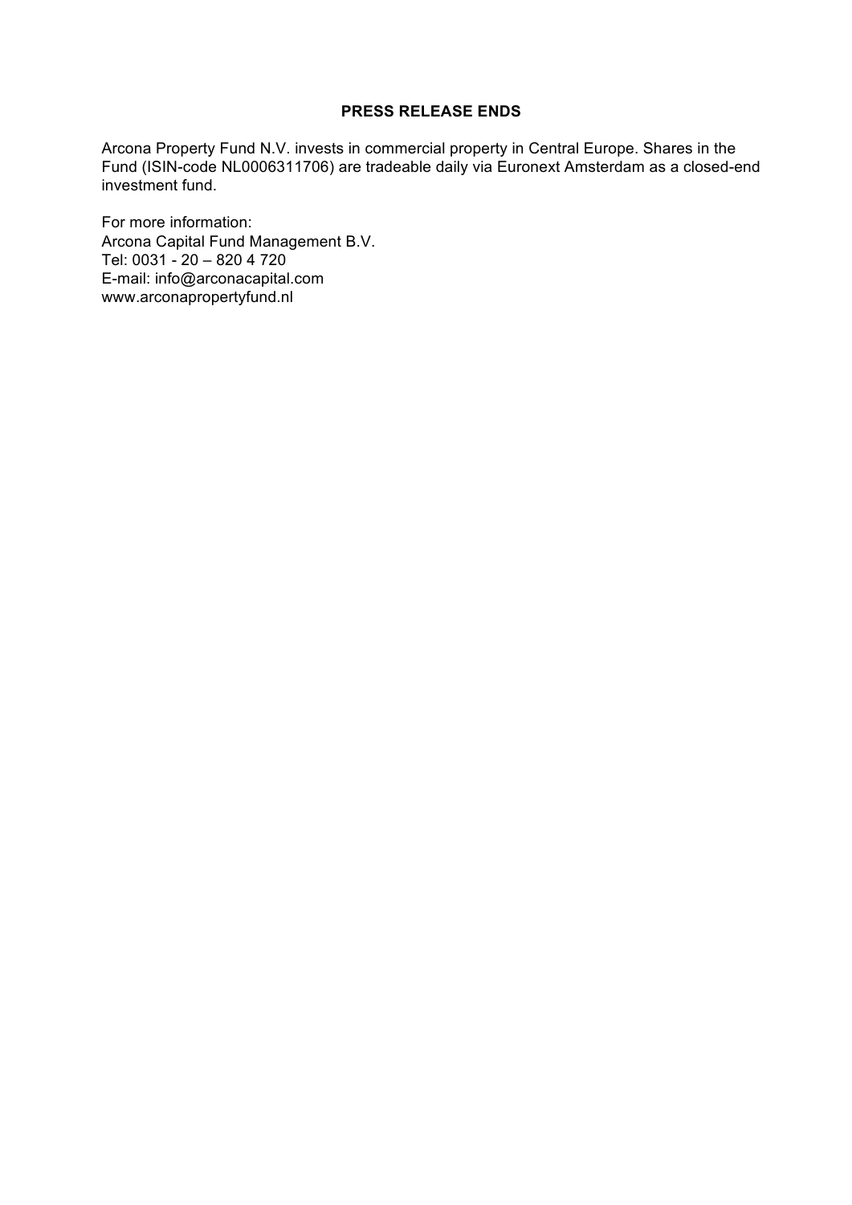**PRESS RELEASE ENDS**

Arcona Property Fund N.V. invests in commercial property in Central Europe. Shares in the Fund (ISIN-code NL0006311706) are tradeable daily via Euronext Amsterdam as a closed-end investment fund.

For more information:
Arcona Capital Fund Management B.V.
Tel: 0031 - 20 – 820 4 720
E-mail: info@arconacapital.com
www.arconapropertyfund.nl